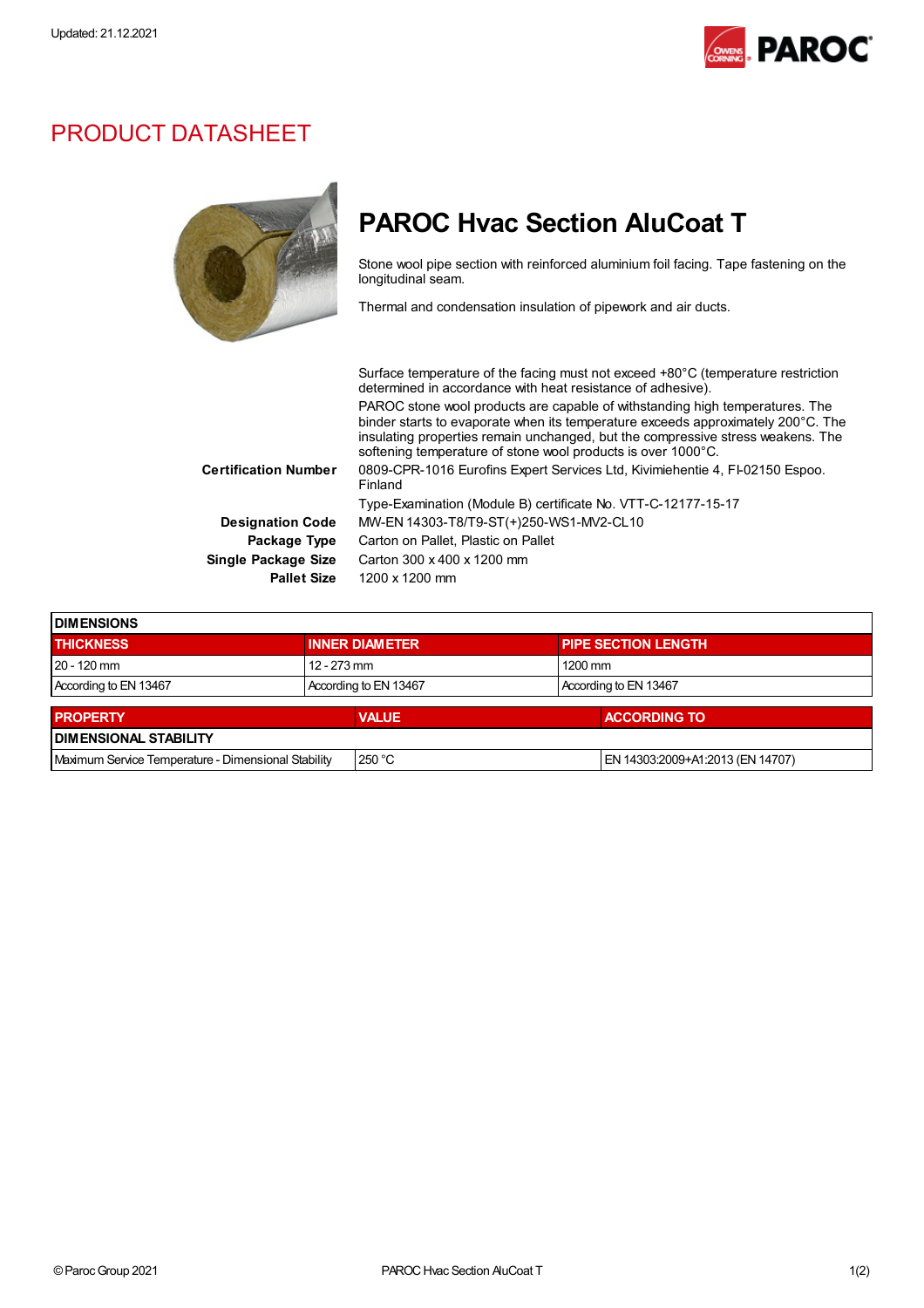Updated: 21.12.2021

# PRODUCT DATASHEET

## PAROC Hvac Section AluCoat T

Stone wool pipe section with reinforced aluminium foil facing. Tape fastening on the longitudinal seam.

Thermal and condensation insulation of pipework and air ducts.

Surface temperature of the facing must not exceed +80°C (temperature restriction determined in accordance with heat resistance of adhesive).

PAROC stone wool products are capable of withstanding high temperatures. The binder starts to evaporate when its temperature exceeds approximately 200°C. The insulating properties remain unchanged, but the compressive stress weakens. The softening temperature of stone wool products is over 1000°C.

**Certification Number** 0809-CPR-1016 Eurofins Expert Services Ltd, Kivimiehentie 4, FI-02150 Espoo. Finland

Type-Examination (Module B) certificate No. VTT-C-12177-15-17

**Designation Code** MW-EN 14303-T8/T9-ST(+)250-WS1-MV2-CL10

**Package Type** Carton on Pallet, Plastic on Pallet

**Single Package Size** Carton 300 x 400 x 1200 mm

**Pallet Size** 1200 x 1200 mm

| DIMENSIONS | | |
|---|---|---|
| **THICKNESS** | **INNER DIAMETER** | **PIPE SECTION LENGTH** |
| 20 - 120 mm | 12 - 273 mm | 1200 mm |
| According to EN 13467 | According to EN 13467 | According to EN 13467 |

| PROPERTY | VALUE | ACCORDING TO |
|---|---|---|
| **DIMENSIONAL STABILITY** | | |
| Maximum Service Temperature - Dimensional Stability | 250 °C | EN 14303:2009+A1:2013 (EN 14707) |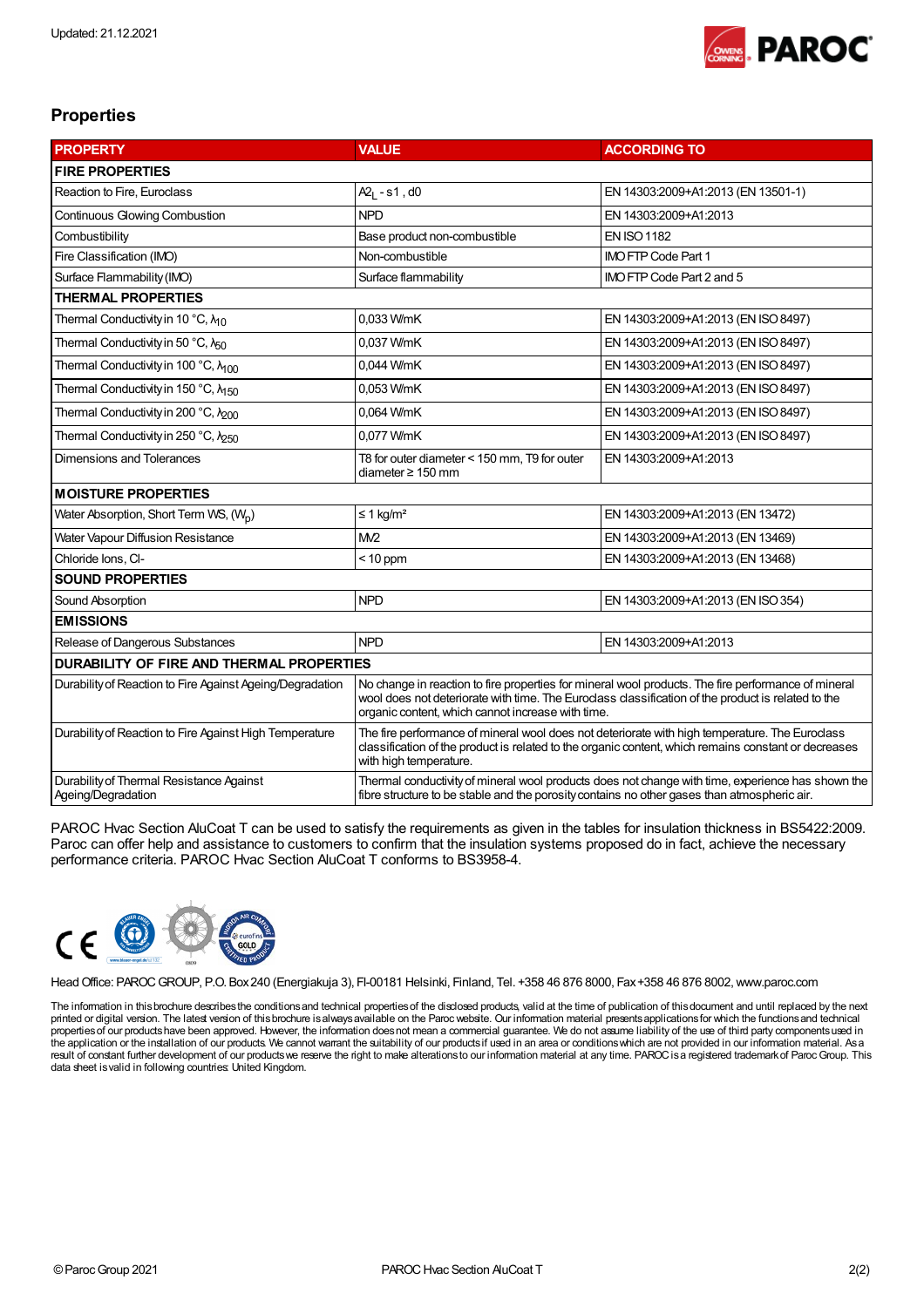Updated: 21.12.2021

## Properties

| PROPERTY | VALUE | ACCORDING TO |
|---|---|---|
| **FIRE PROPERTIES** | | |
| Reaction to Fire, Euroclass | $A2_L$ - s1 , d0 | EN 14303:2009+A1:2013 (EN 13501-1) |
| Continuous Glowing Combustion | NPD | EN 14303:2009+A1:2013 |
| Combustibility | Base product non-combustible | EN ISO 1182 |
| Fire Classification (IMO) | Non-combustible | IMO FTP Code Part 1 |
| Surface Flammability (IMO) | Surface flammability | IMO FTP Code Part 2 and 5 |
| **THERMAL PROPERTIES** | | |
| Thermal Conductivity in 10 °C, $\lambda_{10}$ | 0,033 W/mK | EN 14303:2009+A1:2013 (EN ISO 8497) |
| Thermal Conductivity in 50 °C, $\lambda_{50}$ | 0,037 W/mK | EN 14303:2009+A1:2013 (EN ISO 8497) |
| Thermal Conductivity in 100 °C, $\lambda_{100}$ | 0,044 W/mK | EN 14303:2009+A1:2013 (EN ISO 8497) |
| Thermal Conductivity in 150 °C, $\lambda_{150}$ | 0,053 W/mK | EN 14303:2009+A1:2013 (EN ISO 8497) |
| Thermal Conductivity in 200 °C, $\lambda_{200}$ | 0,064 W/mK | EN 14303:2009+A1:2013 (EN ISO 8497) |
| Thermal Conductivity in 250 °C, $\lambda_{250}$ | 0,077 W/mK | EN 14303:2009+A1:2013 (EN ISO 8497) |
| Dimensions and Tolerances | T8 for outer diameter < 150 mm, T9 for outer diameter ≥ 150 mm | EN 14303:2009+A1:2013 |
| **MOISTURE PROPERTIES** | | |
| Water Absorption, Short Term WS, ($W_p$) | ≤ 1 kg/m² | EN 14303:2009+A1:2013 (EN 13472) |
| Water Vapour Diffusion Resistance | MV2 | EN 14303:2009+A1:2013 (EN 13469) |
| Chloride Ions, Cl- | < 10 ppm | EN 14303:2009+A1:2013 (EN 13468) |
| **SOUND PROPERTIES** | | |
| Sound Absorption | NPD | EN 14303:2009+A1:2013 (EN ISO 354) |
| **EMISSIONS** | | |
| Release of Dangerous Substances | NPD | EN 14303:2009+A1:2013 |
| **DURABILITY OF FIRE AND THERMAL PROPERTIES** | | |
| Durability of Reaction to Fire Against Ageing/Degradation | No change in reaction to fire properties for mineral wool products. The fire performance of mineral wool does not deteriorate with time. The Euroclass classification of the product is related to the organic content, which cannot increase with time. | |
| Durability of Reaction to Fire Against High Temperature | The fire performance of mineral wool does not deteriorate with high temperature. The Euroclass classification of the product is related to the organic content, which remains constant or decreases with high temperature. | |
| Durability of Thermal Resistance Against Ageing/Degradation | Thermal conductivity of mineral wool products does not change with time, experience has shown the fibre structure to be stable and the porosity contains no other gases than atmospheric air. | |

PAROC Hvac Section AluCoat T can be used to satisfy the requirements as given in the tables for insulation thickness in BS5422:2009. Paroc can offer help and assistance to customers to confirm that the insulation systems proposed do in fact, achieve the necessary performance criteria. PAROC Hvac Section AluCoat T conforms to BS3958-4.

Head Office: PAROC GROUP, P.O. Box 240 (Energiakuja 3), FI-00181 Helsinki, Finland, Tel. +358 46 876 8000, Fax +358 46 876 8002, www.paroc.com

The information in this brochure describes the conditions and technical properties of the disclosed products, valid at the time of publication of this document and until replaced by the next printed or digital version. The latest version of this brochure is always available on the Paroc website. Our information material presents applications for which the functions and technical properties of our products have been approved. However, the information does not mean a commercial guarantee. We do not assume liability of the use of third party components used in the application or the installation of our products. We cannot warrant the suitability of our products if used in an area or conditions which are not provided in our information material. As a result of constant further development of our products we reserve the right to make alterations to our information material at any time. PAROC is a registered trademark of Paroc Group. This data sheet is valid in following countries: United Kingdom.